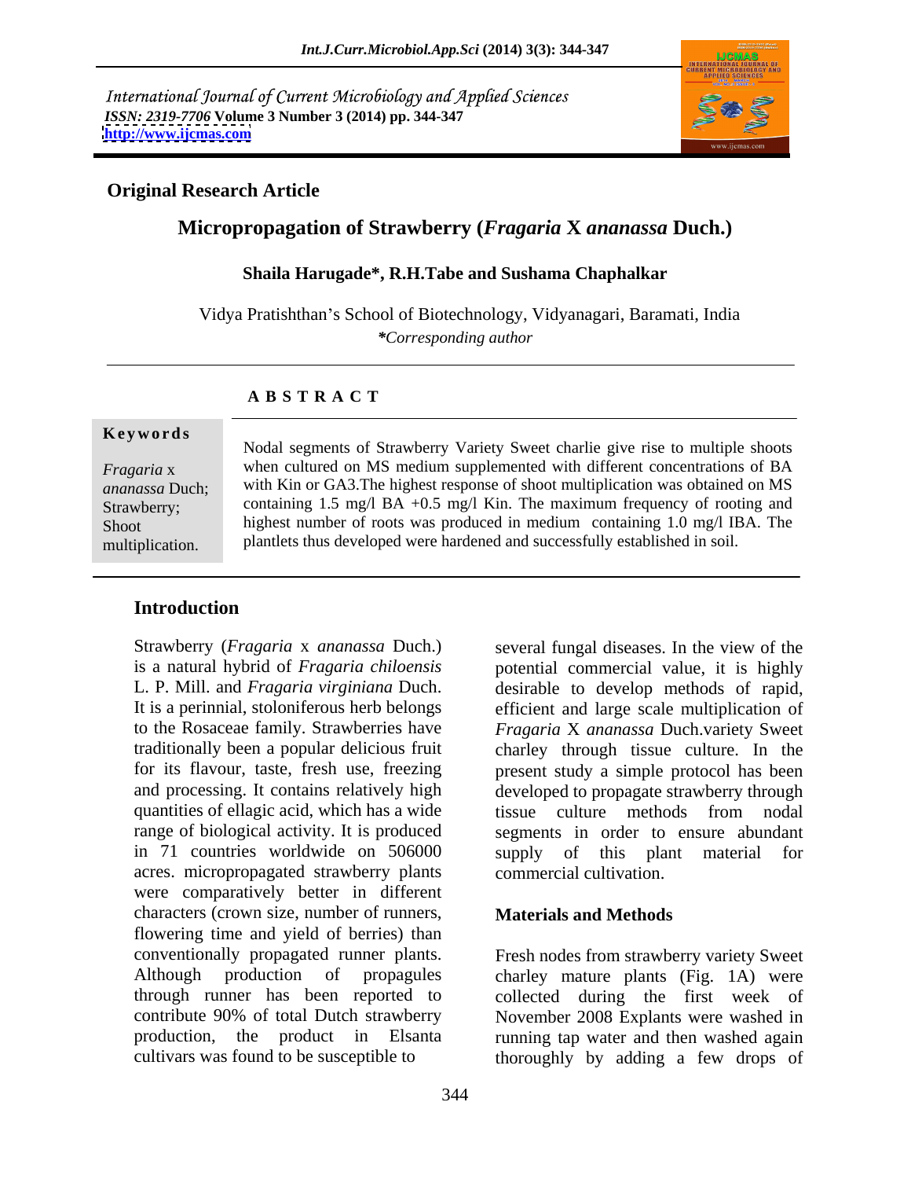International Journal of Current Microbiology and Applied Sciences
*ISSN: 2319-7706* **Volume 3 Number 3 (2014) pp. 344-347**
**http://www.ijcmas.com**

**Original Research Article**

# Micropropagation of Strawberry (*Fragaria* X *ananassa* Duch.)

**Shaila Harugade\*, R.H.Tabe and Sushama Chaphalkar**

Vidya Pratishthan's School of Biotechnology, Vidyanagari, Baramati, India
*\*Corresponding author*

## ABSTRACT

**Keywords**

*Fragaria* x *ananassa* Duch; Strawberry; Shoot multiplication.

Nodal segments of Strawberry Variety Sweet charlie give rise to multiple shoots when cultured on MS medium supplemented with different concentrations of BA with Kin or GA3.The highest response of shoot multiplication was obtained on MS containing 1.5 mg/l BA +0.5 mg/l Kin. The maximum frequency of rooting and highest number of roots was produced in medium containing 1.0 mg/l IBA. The plantlets thus developed were hardened and successfully established in soil.

## Introduction

Strawberry (*Fragaria* x *ananassa* Duch.) is a natural hybrid of *Fragaria chiloensis* L. P. Mill. and *Fragaria virginiana* Duch. It is a perinnial, stoloniferous herb belongs to the Rosaceae family. Strawberries have traditionally been a popular delicious fruit for its flavour, taste, fresh use, freezing and processing. It contains relatively high quantities of ellagic acid, which has a wide range of biological activity. It is produced in 71 countries worldwide on 506000 acres. micropropagated strawberry plants were comparatively better in different characters (crown size, number of runners, flowering time and yield of berries) than conventionally propagated runner plants. Although production of propagules through runner has been reported to contribute 90% of total Dutch strawberry production, the product in Elsanta cultivars was found to be susceptible to several fungal diseases. In the view of the potential commercial value, it is highly desirable to develop methods of rapid, efficient and large scale multiplication of *Fragaria* X *ananassa* Duch.variety Sweet charley through tissue culture. In the present study a simple protocol has been developed to propagate strawberry through tissue culture methods from nodal segments in order to ensure abundant supply of this plant material for commercial cultivation.

## Materials and Methods

Fresh nodes from strawberry variety Sweet charley mature plants (Fig. 1A) were collected during the first week of November 2008 Explants were washed in running tap water and then washed again thoroughly by adding a few drops of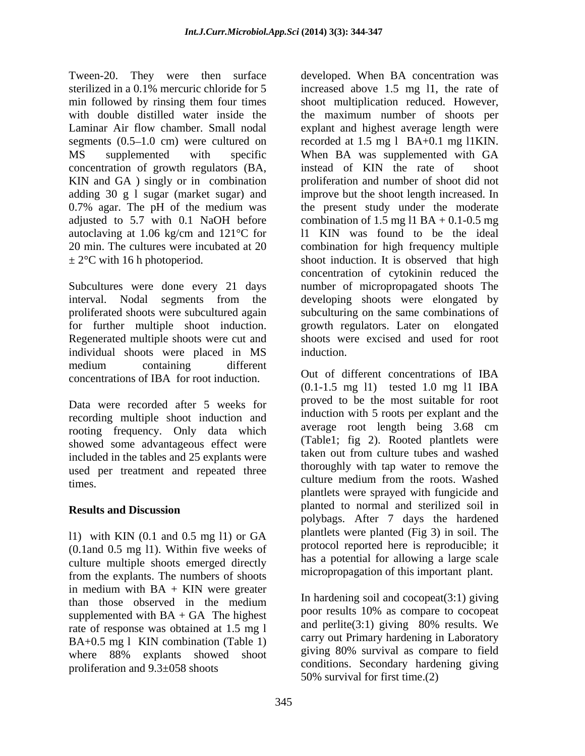Tween-20. They were then surface sterilized in a 0.1% mercuric chloride for 5 min followed by rinsing them four times with double distilled water inside the Laminar Air flow chamber. Small nodal segments (0.5–1.0 cm) were cultured on MS supplemented with specific concentration of growth regulators (BA, KIN and GA ) singly or in combination adding 30 g l sugar (market sugar) and 0.7% agar. The pH of the medium was adjusted to 5.7 with 0.1 NaOH before autoclaving at 1.06 kg/cm and 121°C for 20 min. The cultures were incubated at 20 ± 2°C with 16 h photoperiod.

Subcultures were done every 21 days interval. Nodal segments from the proliferated shoots were subcultured again for further multiple shoot induction. Regenerated multiple shoots were cut and individual shoots were placed in MS medium containing different concentrations of IBA for root induction.

Data were recorded after 5 weeks for recording multiple shoot induction and rooting frequency. Only data which showed some advantageous effect were included in the tables and 25 explants were used per treatment and repeated three times.

## Results and Discussion

l1) with KIN (0.1 and 0.5 mg l1) or GA (0.1and 0.5 mg l1). Within five weeks of culture multiple shoots emerged directly from the explants. The numbers of shoots in medium with BA + KIN were greater than those observed in the medium supplemented with BA + GA The highest rate of response was obtained at 1.5 mg l BA+0.5 mg l KIN combination (Table 1) where 88% explants showed shoot proliferation and 9.3±058 shoots developed. When BA concentration was increased above 1.5 mg l1, the rate of shoot multiplication reduced. However, the maximum number of shoots per explant and highest average length were recorded at 1.5 mg l BA+0.1 mg l1KIN. When BA was supplemented with GA instead of KIN the rate of shoot proliferation and number of shoot did not improve but the shoot length increased. In the present study under the moderate combination of 1.5 mg l1 BA + 0.1-0.5 mg l1 KIN was found to be the ideal combination for high frequency multiple shoot induction. It is observed that high concentration of cytokinin reduced the number of micropropagated shoots The developing shoots were elongated by subculturing on the same combinations of growth regulators. Later on elongated shoots were excised and used for root induction.

Out of different concentrations of IBA (0.1-1.5 mg l1) tested 1.0 mg l1 IBA proved to be the most suitable for root induction with 5 roots per explant and the average root length being 3.68 cm (Table1; fig 2). Rooted plantlets were taken out from culture tubes and washed thoroughly with tap water to remove the culture medium from the roots. Washed plantlets were sprayed with fungicide and planted to normal and sterilized soil in polybags. After 7 days the hardened plantlets were planted (Fig 3) in soil. The protocol reported here is reproducible; it has a potential for allowing a large scale micropropagation of this important plant.

In hardening soil and cocopeat(3:1) giving poor results 10% as compare to cocopeat and perlite(3:1) giving 80% results. We carry out Primary hardening in Laboratory giving 80% survival as compare to field conditions. Secondary hardening giving 50% survival for first time.(2)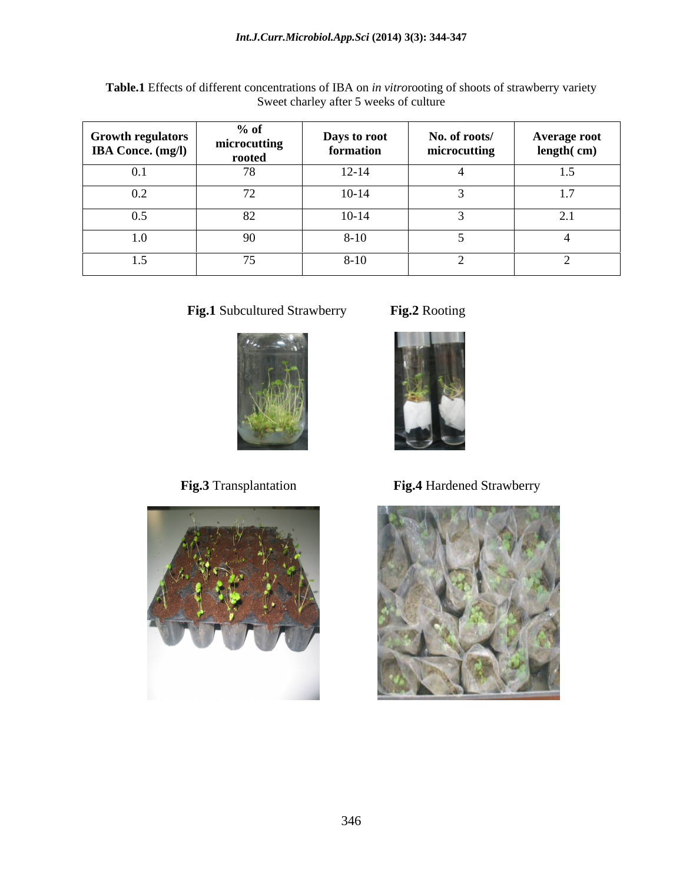**Table.1** Effects of different concentrations of IBA on *in vitro*rooting of shoots of strawberry variety Sweet charley after 5 weeks of culture

| Growth regulators IBA Conce. (mg/l) | % of microcutting rooted | Days to root formation | No. of roots/ microcutting | Average root length( cm) |
|---|---|---|---|---|
| 0.1 | 78 | 12-14 | 4 | 1.5 |
| 0.2 | 72 | 10-14 | 3 | 1.7 |
| 0.5 | 82 | 10-14 | 3 | 2.1 |
| 1.0 | 90 | 8-10 | 5 | 4 |
| 1.5 | 75 | 8-10 | 2 | 2 |

**Fig.1** Subcultured Strawberry

**Fig.2** Rooting

**Fig.3** Transplantation

**Fig.4** Hardened Strawberry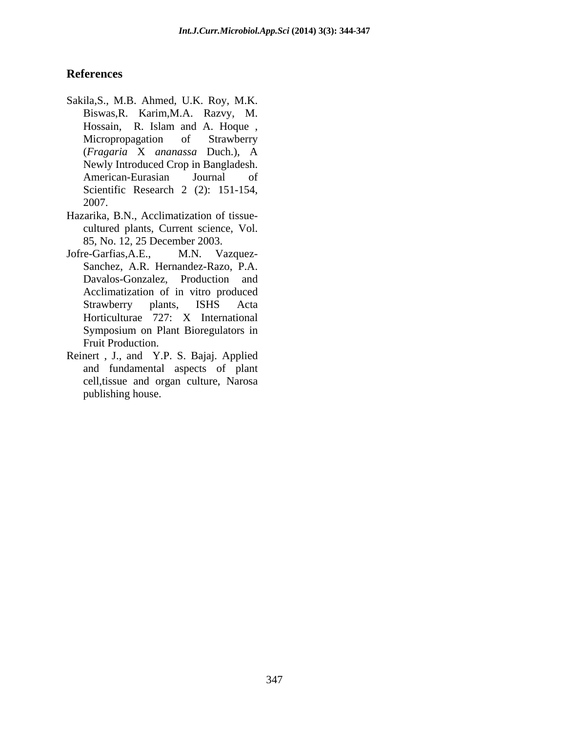## References

Sakila,S., M.B. Ahmed, U.K. Roy, M.K. Biswas,R. Karim,M.A. Razvy, M. Hossain, R. Islam and A. Hoque , Micropropagation of Strawberry (*Fragaria* X *ananassa* Duch.), A Newly Introduced Crop in Bangladesh. American-Eurasian Journal of Scientific Research 2 (2): 151-154, 2007.

Hazarika, B.N., Acclimatization of tissue-cultured plants, Current science, Vol. 85, No. 12, 25 December 2003.

Jofre-Garfias,A.E., M.N. Vazquez-Sanchez, A.R. Hernandez-Razo, P.A. Davalos-Gonzalez, Production and Acclimatization of in vitro produced Strawberry plants, ISHS Acta Horticulturae 727: X International Symposium on Plant Bioregulators in Fruit Production.

Reinert , J., and Y.P. S. Bajaj. Applied and fundamental aspects of plant cell,tissue and organ culture, Narosa publishing house.